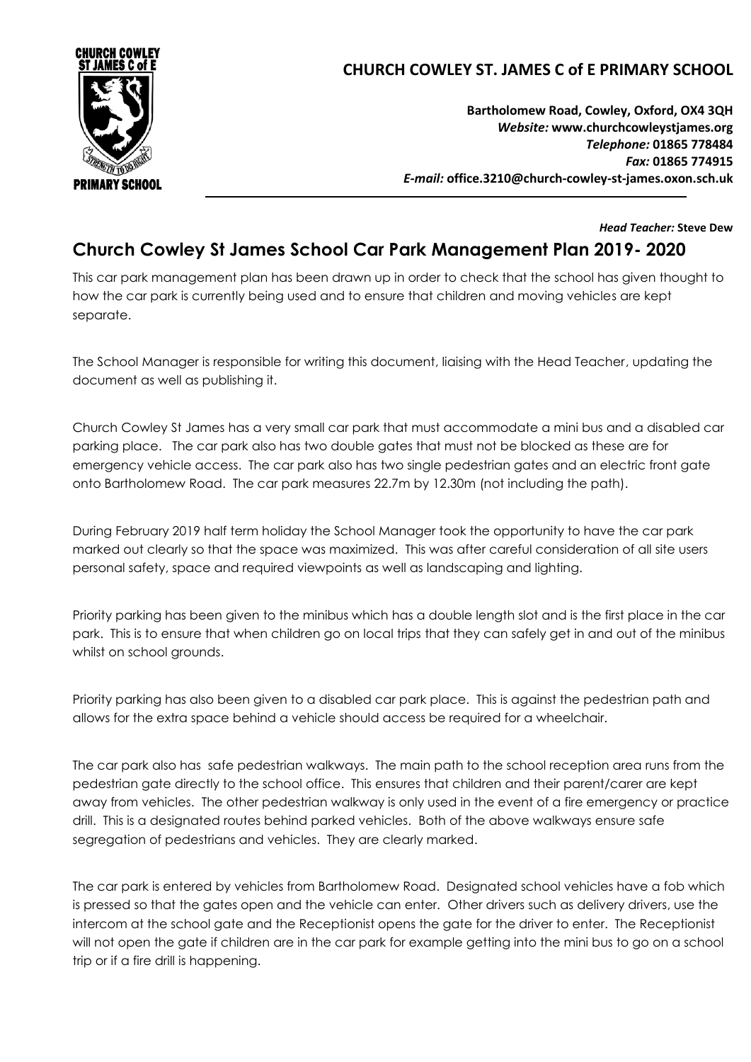**CHURCH COWLEY ST. JAMES C of E PRIMARY SCHOOL**

**Bartholomew Road, Cowley, Oxford, OX4 3QH**
***Website:*** **www.churchcowleystjames.org**
***Telephone:*** **01865 778484**
***Fax:*** **01865 774915**
***E-mail:*** **office.3210@church-cowley-st-james.oxon.sch.uk**

***Head Teacher:*** **Steve Dew**

# Church Cowley St James School Car Park Management Plan 2019- 2020

This car park management plan has been drawn up in order to check that the school has given thought to how the car park is currently being used and to ensure that children and moving vehicles are kept separate.

The School Manager is responsible for writing this document, liaising with the Head Teacher, updating the document as well as publishing it.

Church Cowley St James has a very small car park that must accommodate a mini bus and a disabled car parking place. The car park also has two double gates that must not be blocked as these are for emergency vehicle access. The car park also has two single pedestrian gates and an electric front gate onto Bartholomew Road. The car park measures 22.7m by 12.30m (not including the path).

During February 2019 half term holiday the School Manager took the opportunity to have the car park marked out clearly so that the space was maximized. This was after careful consideration of all site users personal safety, space and required viewpoints as well as landscaping and lighting.

Priority parking has been given to the minibus which has a double length slot and is the first place in the car park. This is to ensure that when children go on local trips that they can safely get in and out of the minibus whilst on school grounds.

Priority parking has also been given to a disabled car park place. This is against the pedestrian path and allows for the extra space behind a vehicle should access be required for a wheelchair.

The car park also has safe pedestrian walkways. The main path to the school reception area runs from the pedestrian gate directly to the school office. This ensures that children and their parent/carer are kept away from vehicles. The other pedestrian walkway is only used in the event of a fire emergency or practice drill. This is a designated routes behind parked vehicles. Both of the above walkways ensure safe segregation of pedestrians and vehicles. They are clearly marked.

The car park is entered by vehicles from Bartholomew Road. Designated school vehicles have a fob which is pressed so that the gates open and the vehicle can enter. Other drivers such as delivery drivers, use the intercom at the school gate and the Receptionist opens the gate for the driver to enter. The Receptionist will not open the gate if children are in the car park for example getting into the mini bus to go on a school trip or if a fire drill is happening.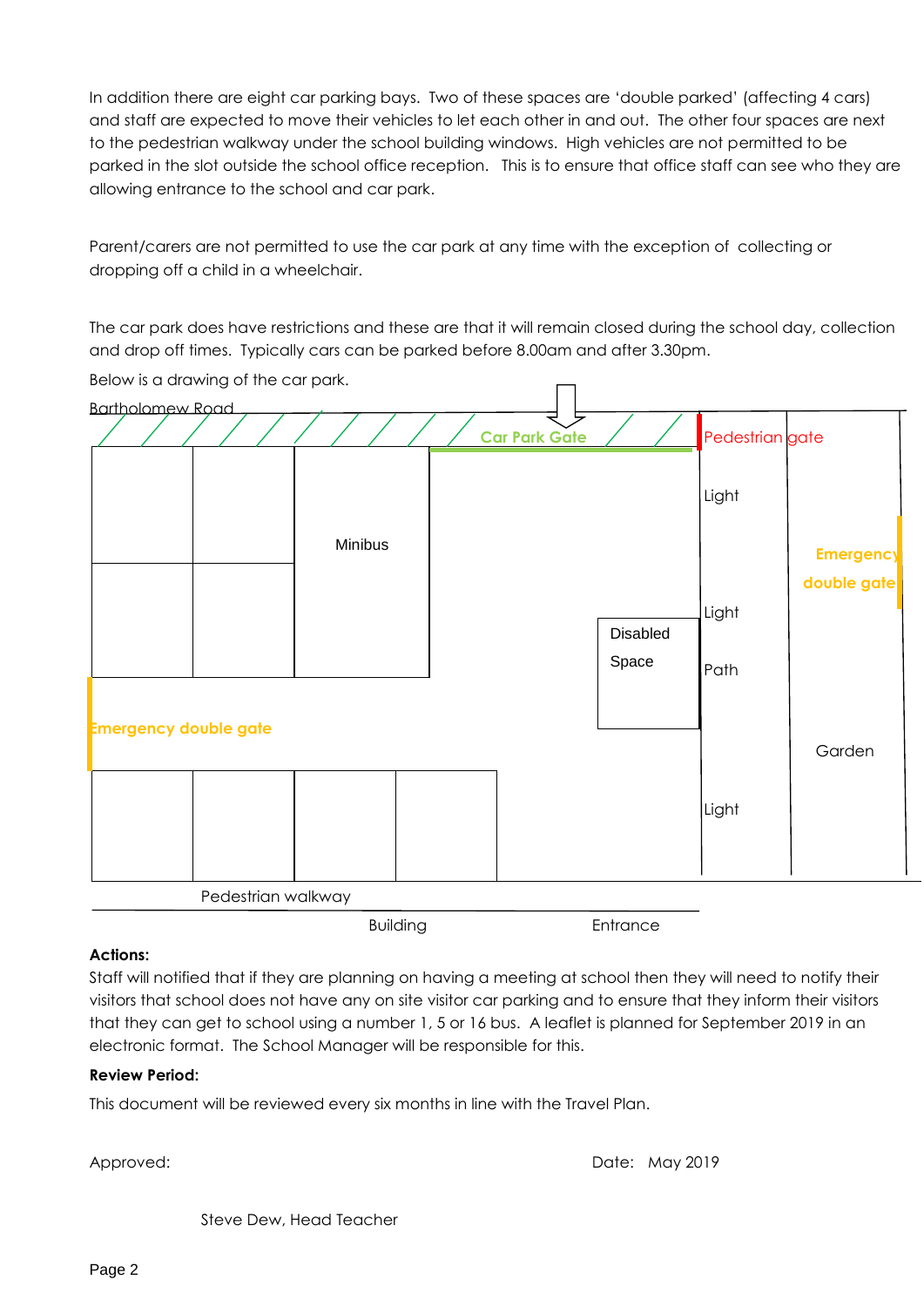In addition there are eight car parking bays. Two of these spaces are 'double parked' (affecting 4 cars) and staff are expected to move their vehicles to let each other in and out. The other four spaces are next to the pedestrian walkway under the school building windows. High vehicles are not permitted to be parked in the slot outside the school office reception. This is to ensure that office staff can see who they are allowing entrance to the school and car park.

Parent/carers are not permitted to use the car park at any time with the exception of collecting or dropping off a child in a wheelchair.

The car park does have restrictions and these are that it will remain closed during the school day, collection and drop off times. Typically cars can be parked before 8.00am and after 3.30pm.

Below is a drawing of the car park.

Bartholomew Road

Car Park Gate

Pedestrian gate

Minibus

Light

Emergency double gate

Light

Disabled Space

Path

Emergency double gate

Garden

Light

Pedestrian walkway

Building

Entrance

**Actions:**

Staff will notified that if they are planning on having a meeting at school then they will need to notify their visitors that school does not have any on site visitor car parking and to ensure that they inform their visitors that they can get to school using a number 1, 5 or 16 bus. A leaflet is planned for September 2019 in an electronic format. The School Manager will be responsible for this.

**Review Period:**

This document will be reviewed every six months in line with the Travel Plan.

Approved: Date: May 2019

Steve Dew, Head Teacher